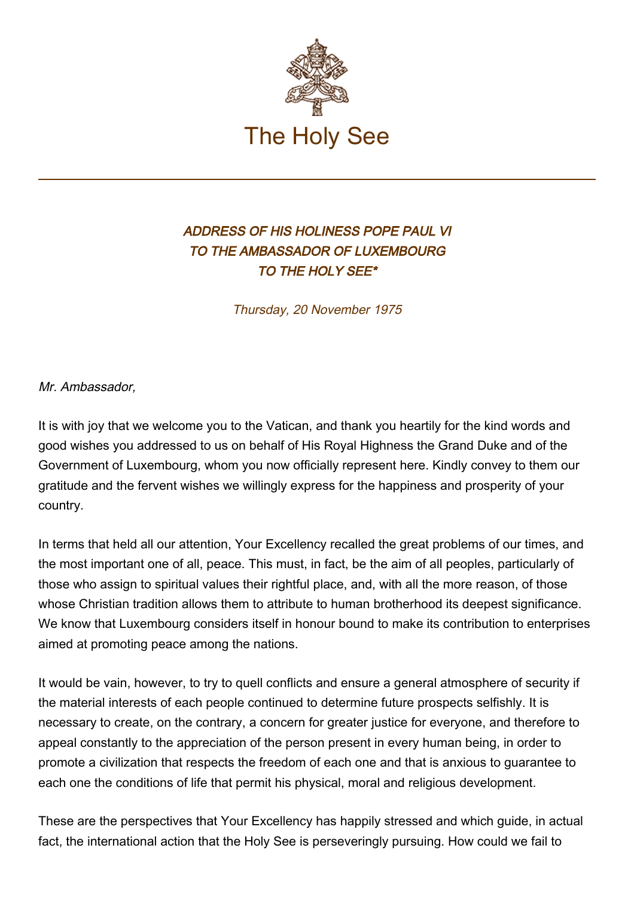The Holy See

# *ADDRESS OF HIS HOLINESS POPE PAUL VI TO THE AMBASSADOR OF LUXEMBOURG TO THE HOLY SEE**

*Thursday, 20 November 1975*

*Mr. Ambassador,*

It is with joy that we welcome you to the Vatican, and thank you heartily for the kind words and good wishes you addressed to us on behalf of His Royal Highness the Grand Duke and of the Government of Luxembourg, whom you now officially represent here. Kindly convey to them our gratitude and the fervent wishes we willingly express for the happiness and prosperity of your country.

In terms that held all our attention, Your Excellency recalled the great problems of our times, and the most important one of all, peace. This must, in fact, be the aim of all peoples, particularly of those who assign to spiritual values their rightful place, and, with all the more reason, of those whose Christian tradition allows them to attribute to human brotherhood its deepest significance. We know that Luxembourg considers itself in honour bound to make its contribution to enterprises aimed at promoting peace among the nations.

It would be vain, however, to try to quell conflicts and ensure a general atmosphere of security if the material interests of each people continued to determine future prospects selfishly. It is necessary to create, on the contrary, a concern for greater justice for everyone, and therefore to appeal constantly to the appreciation of the person present in every human being, in order to promote a civilization that respects the freedom of each one and that is anxious to guarantee to each one the conditions of life that permit his physical, moral and religious development.

These are the perspectives that Your Excellency has happily stressed and which guide, in actual fact, the international action that the Holy See is perseveringly pursuing. How could we fail to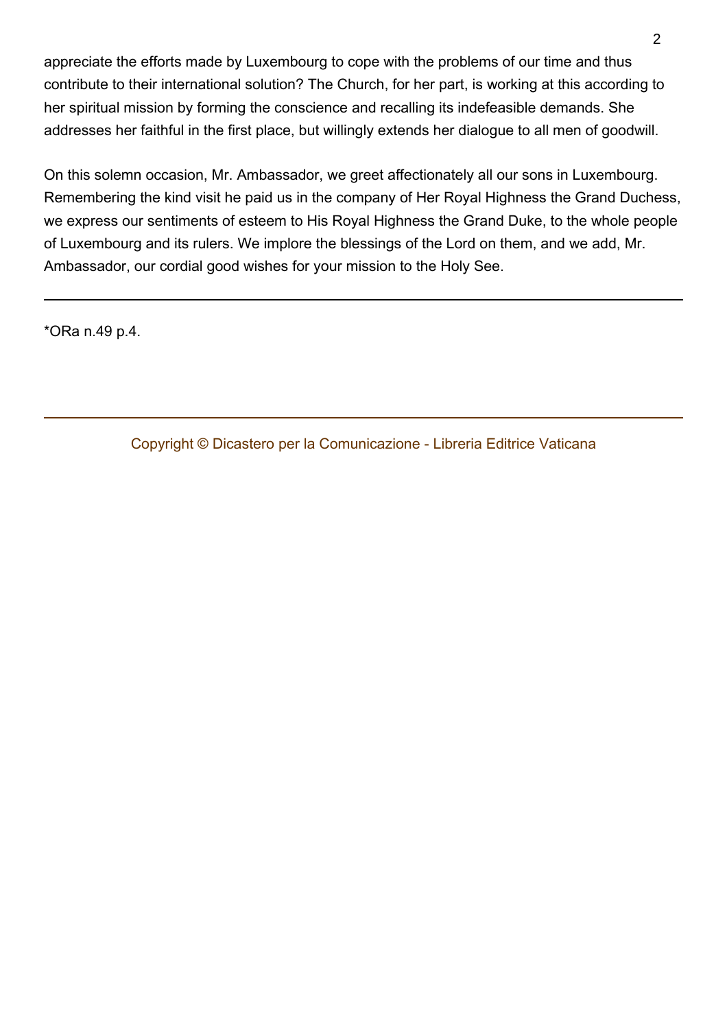appreciate the efforts made by Luxembourg to cope with the problems of our time and thus contribute to their international solution? The Church, for her part, is working at this according to her spiritual mission by forming the conscience and recalling its indefeasible demands. She addresses her faithful in the first place, but willingly extends her dialogue to all men of goodwill.

On this solemn occasion, Mr. Ambassador, we greet affectionately all our sons in Luxembourg. Remembering the kind visit he paid us in the company of Her Royal Highness the Grand Duchess, we express our sentiments of esteem to His Royal Highness the Grand Duke, to the whole people of Luxembourg and its rulers. We implore the blessings of the Lord on them, and we add, Mr. Ambassador, our cordial good wishes for your mission to the Holy See.

---

*ORa n.49 p.4.

---

Copyright © Dicastero per la Comunicazione - Libreria Editrice Vaticana